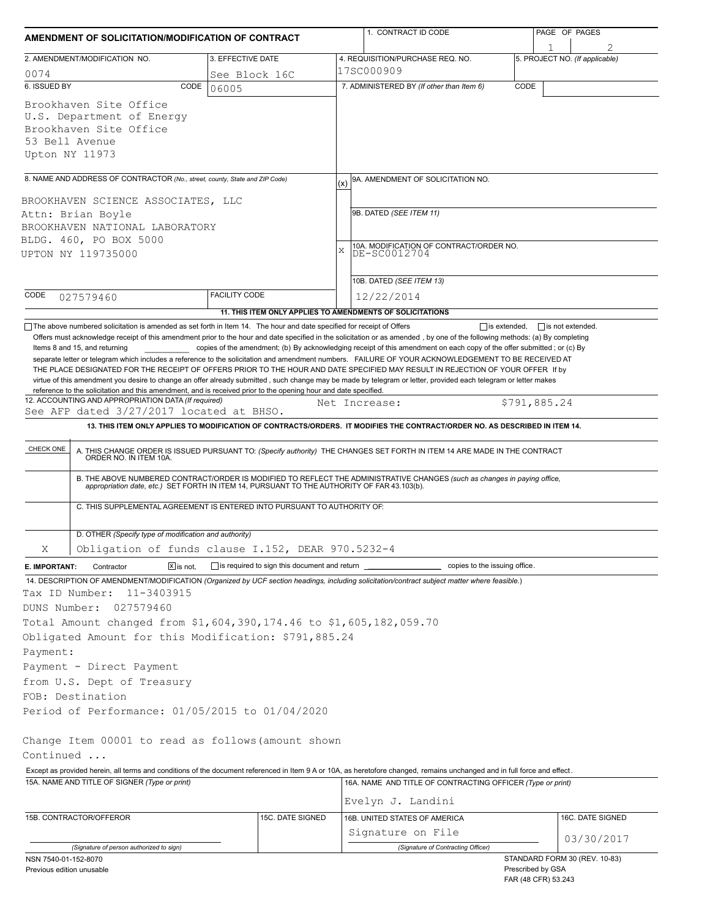# AMENDMENT OF SOLICITATION/MODIFICATION OF CONTRACT

| 1. CONTRACT ID CODE | PAGE OF PAGES |
|---|---|
| | 1 \| 2 |

| 2. AMENDMENT/MODIFICATION NO. | 3. EFFECTIVE DATE | 4. REQUISITION/PURCHASE REQ. NO. | 5. PROJECT NO. (If applicable) |
|---|---|---|---|
| 0074 | See Block 16C | 17SC000909 | |

**6. ISSUED BY** CODE 06005

Brookhaven Site Office
U.S. Department of Energy
Brookhaven Site Office
53 Bell Avenue
Upton NY 11973

**7. ADMINISTERED BY** (If other than Item 6) CODE

**8. NAME AND ADDRESS OF CONTRACTOR** (No., street, county, State and ZIP Code)

BROOKHAVEN SCIENCE ASSOCIATES, LLC
Attn: Brian Boyle
BROOKHAVEN NATIONAL LABORATORY
BLDG. 460, PO BOX 5000
UPTON NY 119735000

CODE 027579460 FACILITY CODE

(x) 9A. AMENDMENT OF SOLICITATION NO.

9B. DATED (SEE ITEM 11)

X 10A. MODIFICATION OF CONTRACT/ORDER NO.
DE-SC0012704

10B. DATED (SEE ITEM 13)
12/22/2014

**11. THIS ITEM ONLY APPLIES TO AMENDMENTS OF SOLICITATIONS**

☐ The above numbered solicitation is amended as set forth in Item 14. The hour and date specified for receipt of Offers ☐ is extended, ☐ is not extended.
Offers must acknowledge receipt of this amendment prior to the hour and date specified in the solicitation or as amended, by one of the following methods: (a) By completing Items 8 and 15, and returning ______ copies of the amendment; (b) By acknowledging receipt of this amendment on each copy of the offer submitted ; or (c) By separate letter or telegram which includes a reference to the solicitation and amendment numbers. FAILURE OF YOUR ACKNOWLEDGEMENT TO BE RECEIVED AT THE PLACE DESIGNATED FOR THE RECEIPT OF OFFERS PRIOR TO THE HOUR AND DATE SPECIFIED MAY RESULT IN REJECTION OF YOUR OFFER If by virtue of this amendment you desire to change an offer already submitted , such change may be made by telegram or letter, provided each telegram or letter makes reference to the solicitation and this amendment, and is received prior to the opening hour and date specified.

**12. ACCOUNTING AND APPROPRIATION DATA** (If required)
See AFP dated 3/27/2017 located at BHSO. Net Increase: $791,885.24

**13. THIS ITEM ONLY APPLIES TO MODIFICATION OF CONTRACTS/ORDERS. IT MODIFIES THE CONTRACT/ORDER NO. AS DESCRIBED IN ITEM 14.**

| CHECK ONE | |
|---|---|
| | A. THIS CHANGE ORDER IS ISSUED PURSUANT TO: (Specify authority) THE CHANGES SET FORTH IN ITEM 14 ARE MADE IN THE CONTRACT ORDER NO. IN ITEM 10A. |
| | B. THE ABOVE NUMBERED CONTRACT/ORDER IS MODIFIED TO REFLECT THE ADMINISTRATIVE CHANGES (such as changes in paying office, appropriation date, etc.) SET FORTH IN ITEM 14, PURSUANT TO THE AUTHORITY OF FAR 43.103(b). |
| | C. THIS SUPPLEMENTAL AGREEMENT IS ENTERED INTO PURSUANT TO AUTHORITY OF: |
| X | D. OTHER (Specify type of modification and authority) Obligation of funds clause I.152, DEAR 970.5232-4 |

**E. IMPORTANT:** Contractor ☒ is not, ☐ is required to sign this document and return ______ copies to the issuing office.

**14. DESCRIPTION OF AMENDMENT/MODIFICATION** (Organized by UCF section headings, including solicitation/contract subject matter where feasible.)

Tax ID Number: 11-3403915
DUNS Number: 027579460
Total Amount changed from $1,604,390,174.46 to $1,605,182,059.70
Obligated Amount for this Modification: $791,885.24
Payment:
Payment - Direct Payment
from U.S. Dept of Treasury
FOB: Destination
Period of Performance: 01/05/2015 to 01/04/2020

Change Item 00001 to read as follows(amount shown
Continued ...

Except as provided herein, all terms and conditions of the document referenced in Item 9 A or 10A, as heretofore changed, remains unchanged and in full force and effect.

| 15A. NAME AND TITLE OF SIGNER (Type or print) | | 16A. NAME AND TITLE OF CONTRACTING OFFICER (Type or print) | |
|---|---|---|---|
| | | Evelyn J. Landini | |
| 15B. CONTRACTOR/OFFEROR | 15C. DATE SIGNED | 16B. UNITED STATES OF AMERICA | 16C. DATE SIGNED |
| (Signature of person authorized to sign) | | Signature on File (Signature of Contracting Officer) | 03/30/2017 |

NSN 7540-01-152-8070
Previous edition unusable

STANDARD FORM 30 (REV. 10-83)
Prescribed by GSA
FAR (48 CFR) 53.243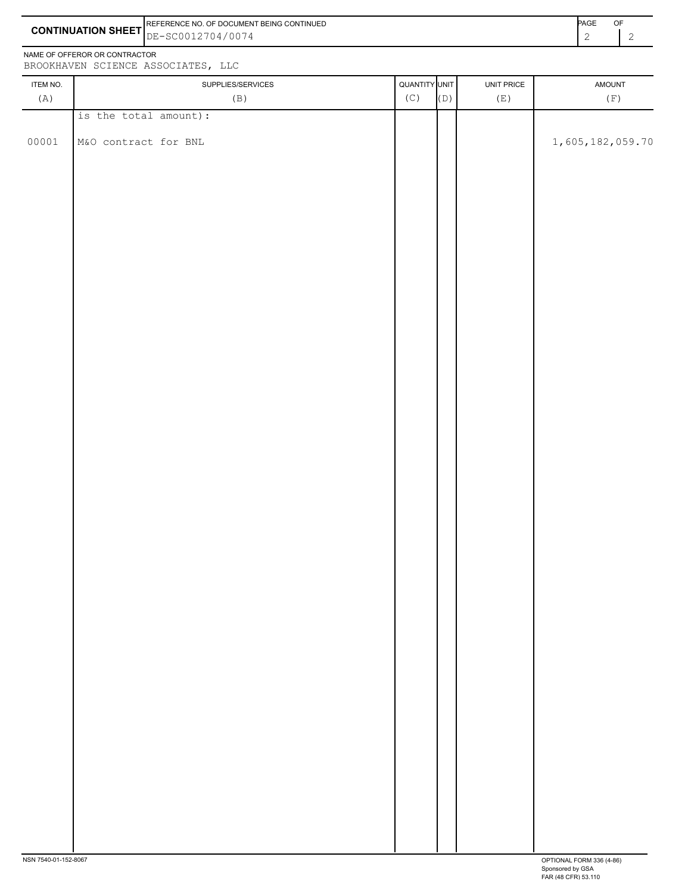**CONTINUATION SHEET**

REFERENCE NO. OF DOCUMENT BEING CONTINUED
DE-SC0012704/0074

NAME OF OFFEROR OR CONTRACTOR
BROOKHAVEN SCIENCE ASSOCIATES, LLC

| ITEM NO. (A) | SUPPLIES/SERVICES (B) | QUANTITY (C) | UNIT (D) | UNIT PRICE (E) | AMOUNT (F) |
|---|---|---|---|---|---|
| | is the total amount): | | | | |
| 00001 | M&O contract for BNL | | | | 1,605,182,059.70 |

NSN 7540-01-152-8067

OPTIONAL FORM 336 (4-86)
Sponsored by GSA
FAR (48 CFR) 53.110